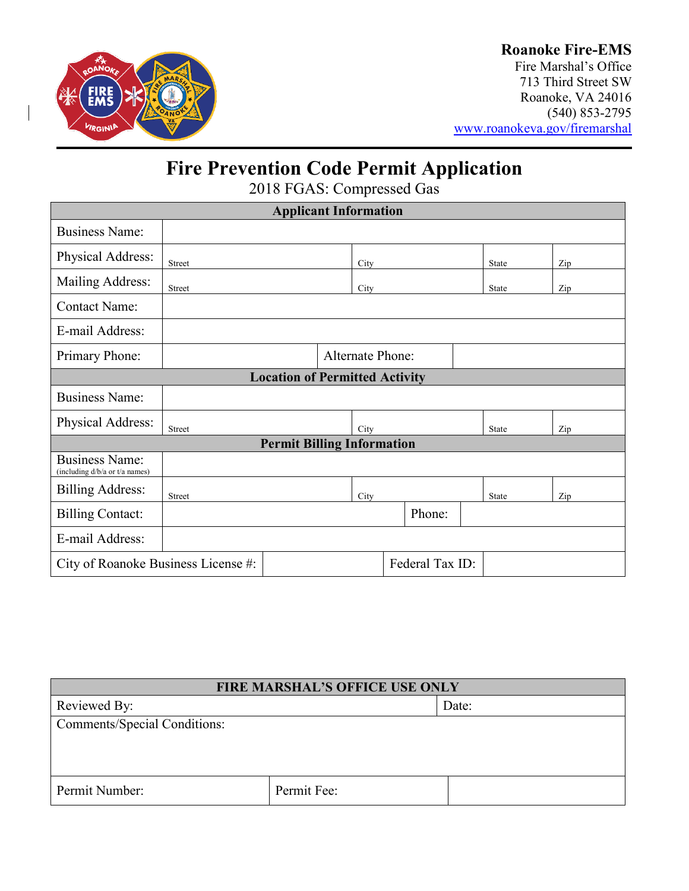**Roanoke Fire-EMS**
Fire Marshal's Office
713 Third Street SW
Roanoke, VA 24016
(540) 853-2795
www.roanokeva.gov/firemarshal

# Fire Prevention Code Permit Application

2018 FGAS: Compressed Gas

| Applicant Information | | | | |
|---|---|---|---|---|
| Business Name: | | | | |
| Physical Address: | Street | City | State | Zip |
| Mailing Address: | Street | City | State | Zip |
| Contact Name: | | | | |
| E-mail Address: | | | | |
| Primary Phone: | | Alternate Phone: | | |
| **Location of Permitted Activity** | | | | |
| Business Name: | | | | |
| Physical Address: | Street | City | State | Zip |
| **Permit Billing Information** | | | | |
| Business Name: (including d/b/a or t/a names) | | | | |
| Billing Address: | Street | City | State | Zip |
| Billing Contact: | | Phone: | | |
| E-mail Address: | | | | |
| City of Roanoke Business License #: | | Federal Tax ID: | | |

| FIRE MARSHAL'S OFFICE USE ONLY | | |
|---|---|---|
| Reviewed By: | | Date: |
| Comments/Special Conditions: | | |
| Permit Number: | Permit Fee: | |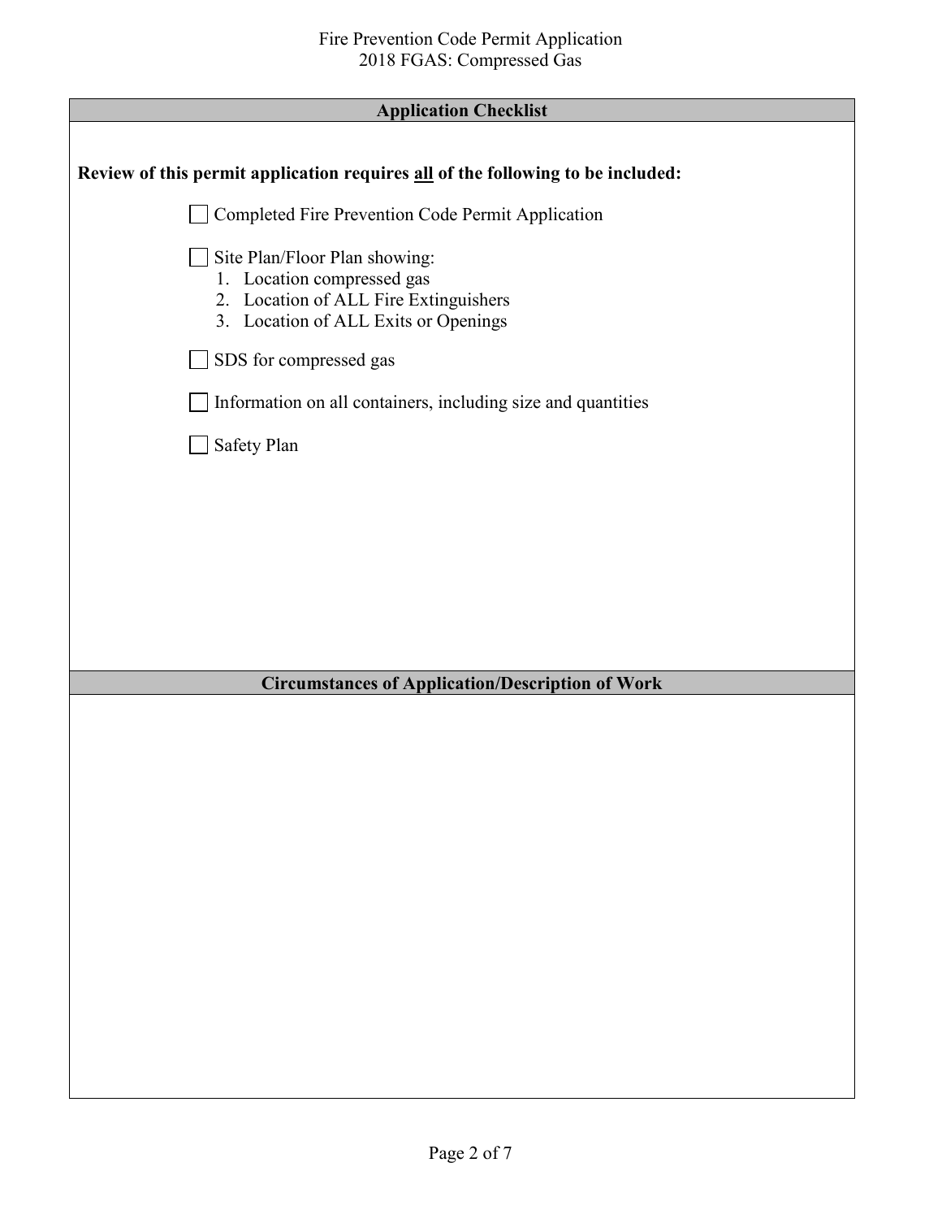## Application Checklist

**Review of this permit application requires all of the following to be included:**

- [ ] Completed Fire Prevention Code Permit Application
- [ ] Site Plan/Floor Plan showing:
  1. Location compressed gas
  2. Location of ALL Fire Extinguishers
  3. Location of ALL Exits or Openings
- [ ] SDS for compressed gas
- [ ] Information on all containers, including size and quantities
- [ ] Safety Plan

## Circumstances of Application/Description of Work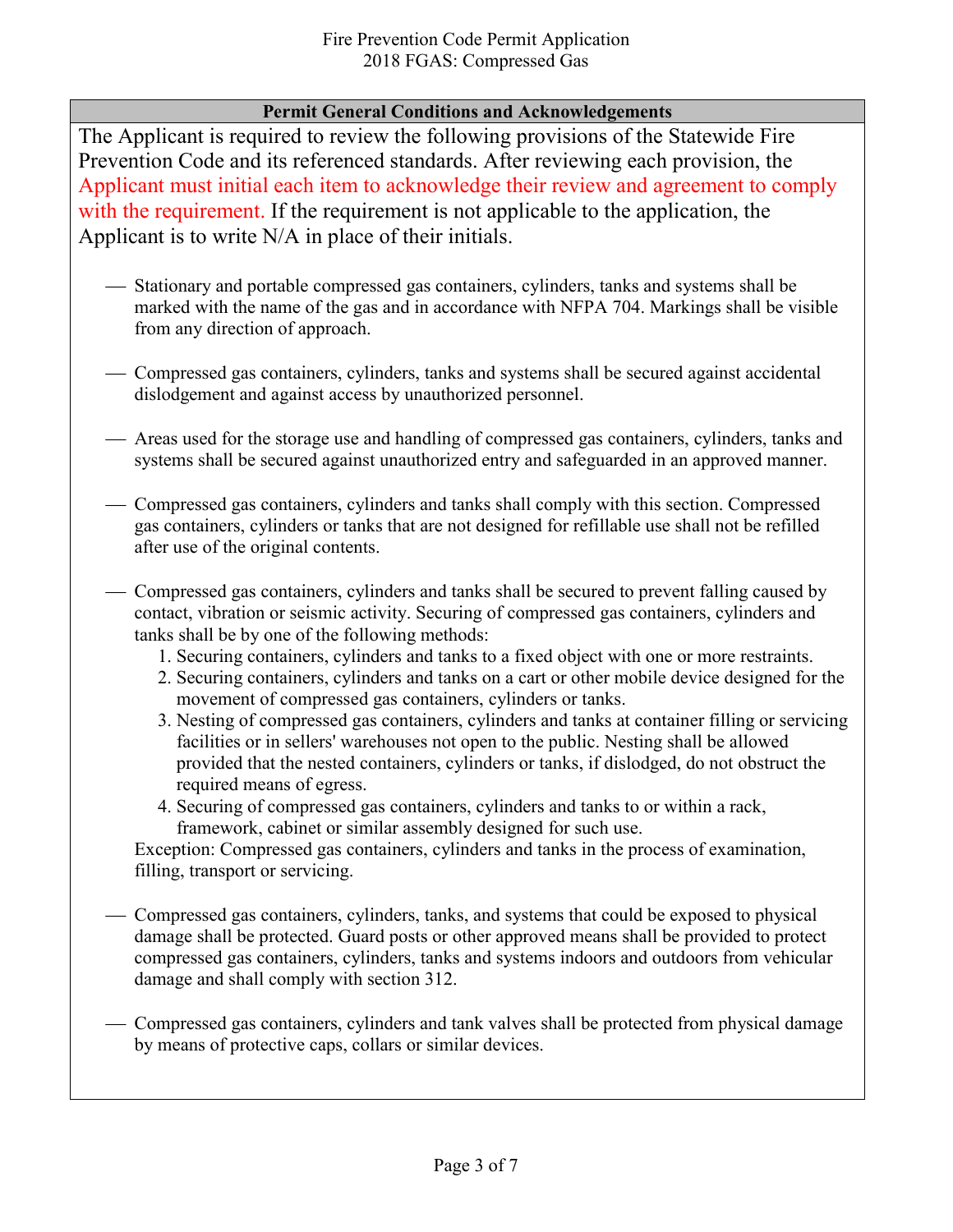## Permit General Conditions and Acknowledgements

The Applicant is required to review the following provisions of the Statewide Fire Prevention Code and its referenced standards. After reviewing each provision, the Applicant must initial each item to acknowledge their review and agreement to comply with the requirement. If the requirement is not applicable to the application, the Applicant is to write N/A in place of their initials.

___ Stationary and portable compressed gas containers, cylinders, tanks and systems shall be marked with the name of the gas and in accordance with NFPA 704. Markings shall be visible from any direction of approach.

___ Compressed gas containers, cylinders, tanks and systems shall be secured against accidental dislodgement and against access by unauthorized personnel.

___ Areas used for the storage use and handling of compressed gas containers, cylinders, tanks and systems shall be secured against unauthorized entry and safeguarded in an approved manner.

___ Compressed gas containers, cylinders and tanks shall comply with this section. Compressed gas containers, cylinders or tanks that are not designed for refillable use shall not be refilled after use of the original contents.

___ Compressed gas containers, cylinders and tanks shall be secured to prevent falling caused by contact, vibration or seismic activity. Securing of compressed gas containers, cylinders and tanks shall be by one of the following methods:

1. Securing containers, cylinders and tanks to a fixed object with one or more restraints.
2. Securing containers, cylinders and tanks on a cart or other mobile device designed for the movement of compressed gas containers, cylinders or tanks.
3. Nesting of compressed gas containers, cylinders and tanks at container filling or servicing facilities or in sellers' warehouses not open to the public. Nesting shall be allowed provided that the nested containers, cylinders or tanks, if dislodged, do not obstruct the required means of egress.
4. Securing of compressed gas containers, cylinders and tanks to or within a rack, framework, cabinet or similar assembly designed for such use.

Exception: Compressed gas containers, cylinders and tanks in the process of examination, filling, transport or servicing.

___ Compressed gas containers, cylinders, tanks, and systems that could be exposed to physical damage shall be protected. Guard posts or other approved means shall be provided to protect compressed gas containers, cylinders, tanks and systems indoors and outdoors from vehicular damage and shall comply with section 312.

___ Compressed gas containers, cylinders and tank valves shall be protected from physical damage by means of protective caps, collars or similar devices.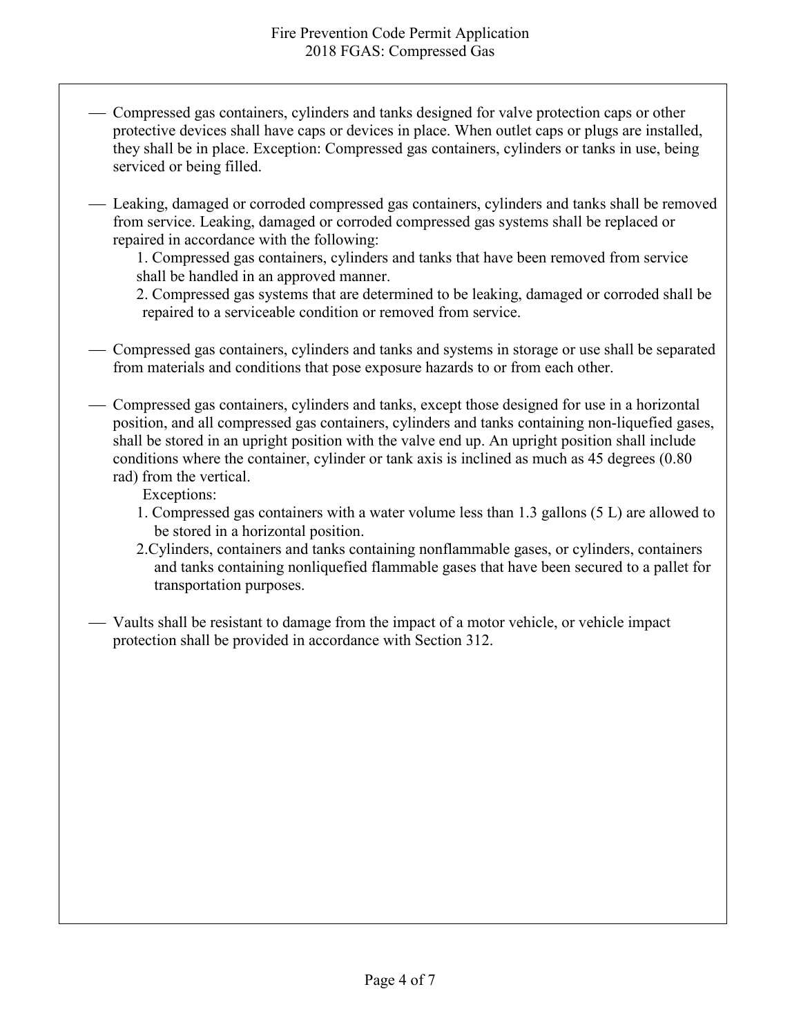- Compressed gas containers, cylinders and tanks designed for valve protection caps or other protective devices shall have caps or devices in place. When outlet caps or plugs are installed, they shall be in place. Exception: Compressed gas containers, cylinders or tanks in use, being serviced or being filled.

- Leaking, damaged or corroded compressed gas containers, cylinders and tanks shall be removed from service. Leaking, damaged or corroded compressed gas systems shall be replaced or repaired in accordance with the following:
  1. Compressed gas containers, cylinders and tanks that have been removed from service shall be handled in an approved manner.
  2. Compressed gas systems that are determined to be leaking, damaged or corroded shall be repaired to a serviceable condition or removed from service.

- Compressed gas containers, cylinders and tanks and systems in storage or use shall be separated from materials and conditions that pose exposure hazards to or from each other.

- Compressed gas containers, cylinders and tanks, except those designed for use in a horizontal position, and all compressed gas containers, cylinders and tanks containing non-liquefied gases, shall be stored in an upright position with the valve end up. An upright position shall include conditions where the container, cylinder or tank axis is inclined as much as 45 degrees (0.80 rad) from the vertical.

  Exceptions:
  1. Compressed gas containers with a water volume less than 1.3 gallons (5 L) are allowed to be stored in a horizontal position.
  2. Cylinders, containers and tanks containing nonflammable gases, or cylinders, containers and tanks containing nonliquefied flammable gases that have been secured to a pallet for transportation purposes.

- Vaults shall be resistant to damage from the impact of a motor vehicle, or vehicle impact protection shall be provided in accordance with Section 312.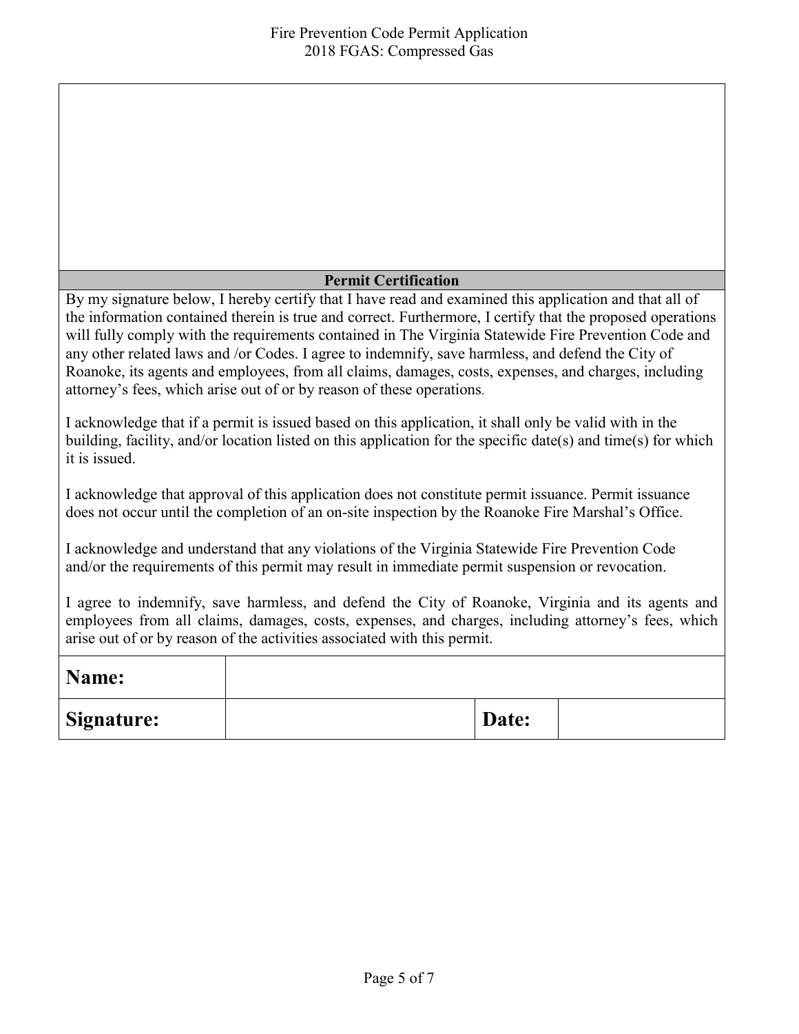## Permit Certification

By my signature below, I hereby certify that I have read and examined this application and that all of the information contained therein is true and correct. Furthermore, I certify that the proposed operations will fully comply with the requirements contained in The Virginia Statewide Fire Prevention Code and any other related laws and /or Codes. I agree to indemnify, save harmless, and defend the City of Roanoke, its agents and employees, from all claims, damages, costs, expenses, and charges, including attorney's fees, which arise out of or by reason of these operations.

I acknowledge that if a permit is issued based on this application, it shall only be valid with in the building, facility, and/or location listed on this application for the specific date(s) and time(s) for which it is issued.

I acknowledge that approval of this application does not constitute permit issuance. Permit issuance does not occur until the completion of an on-site inspection by the Roanoke Fire Marshal's Office.

I acknowledge and understand that any violations of the Virginia Statewide Fire Prevention Code and/or the requirements of this permit may result in immediate permit suspension or revocation.

I agree to indemnify, save harmless, and defend the City of Roanoke, Virginia and its agents and employees from all claims, damages, costs, expenses, and charges, including attorney's fees, which arise out of or by reason of the activities associated with this permit.

| **Name:** | | | |
|---|---|---|---|
| **Signature:** | | **Date:** | |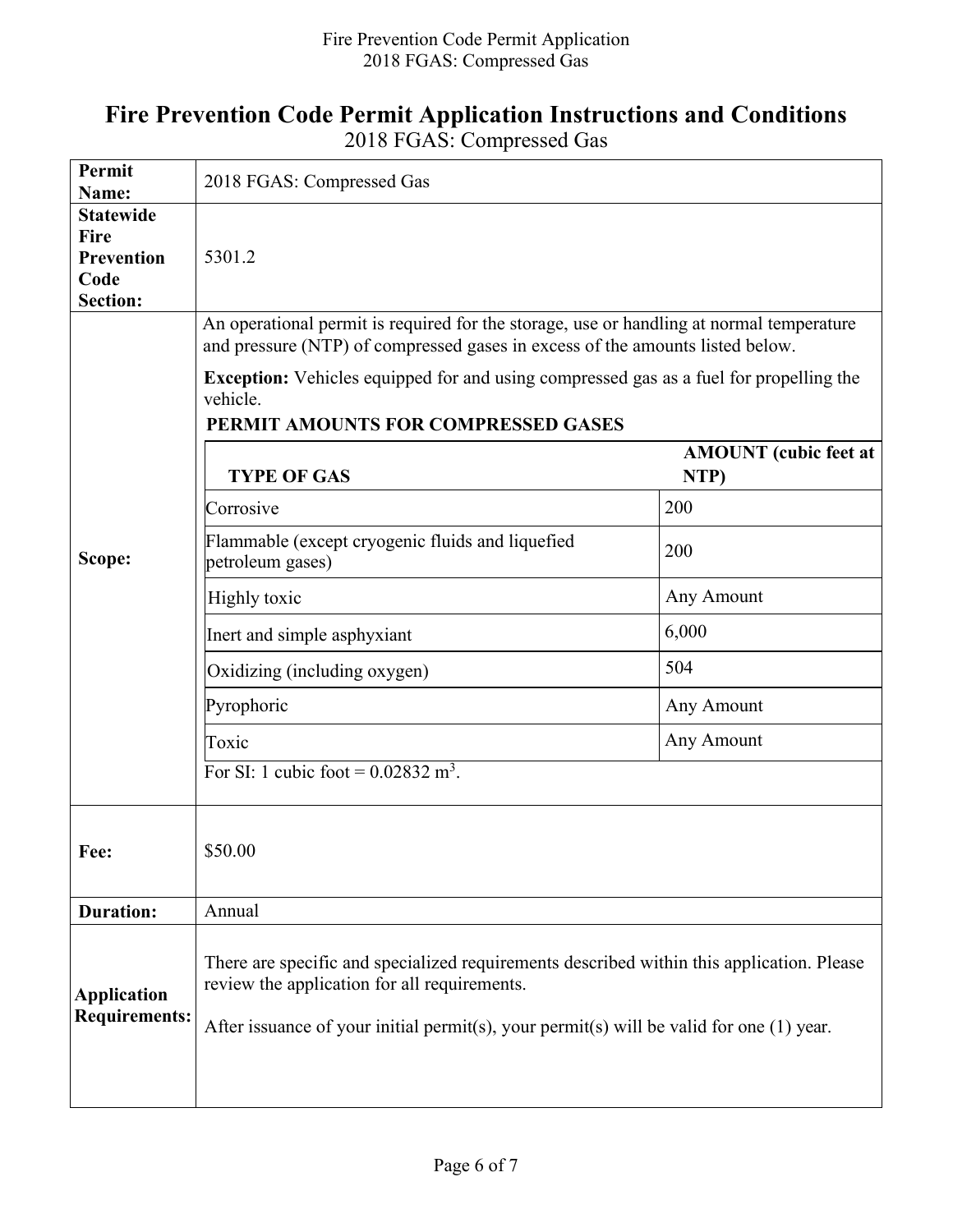# Fire Prevention Code Permit Application Instructions and Conditions

2018 FGAS: Compressed Gas

| | |
|---|---|
| **Permit Name:** | 2018 FGAS: Compressed Gas |
| **Statewide Fire Prevention Code Section:** | 5301.2 |
| **Scope:** | An operational permit is required for the storage, use or handling at normal temperature and pressure (NTP) of compressed gases in excess of the amounts listed below.<br><br>**Exception:** Vehicles equipped for and using compressed gas as a fuel for propelling the vehicle. |
| **Fee:** | $50.00 |
| **Duration:** | Annual |
| **Application Requirements:** | There are specific and specialized requirements described within this application. Please review the application for all requirements.<br><br>After issuance of your initial permit(s), your permit(s) will be valid for one (1) year. |

**PERMIT AMOUNTS FOR COMPRESSED GASES**

| TYPE OF GAS | AMOUNT (cubic feet at NTP) |
|---|---|
| Corrosive | 200 |
| Flammable (except cryogenic fluids and liquefied petroleum gases) | 200 |
| Highly toxic | Any Amount |
| Inert and simple asphyxiant | 6,000 |
| Oxidizing (including oxygen) | 504 |
| Pyrophoric | Any Amount |
| Toxic | Any Amount |

For SI: 1 cubic foot = 0.02832 $m^3$.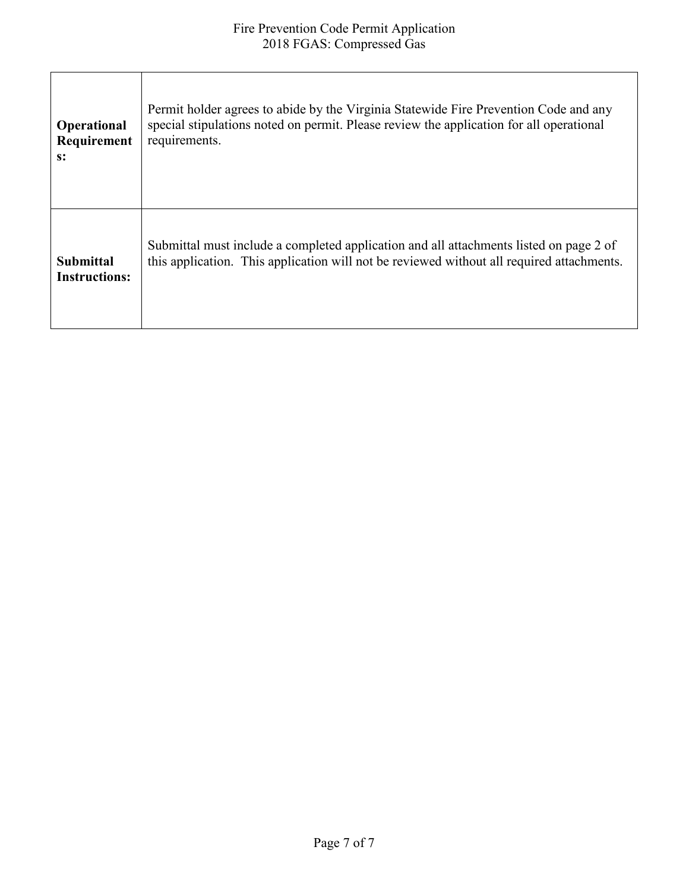| | |
|---|---|
| **Operational Requirements:** | Permit holder agrees to abide by the Virginia Statewide Fire Prevention Code and any special stipulations noted on permit. Please review the application for all operational requirements. |
| **Submittal Instructions:** | Submittal must include a completed application and all attachments listed on page 2 of this application. This application will not be reviewed without all required attachments. |